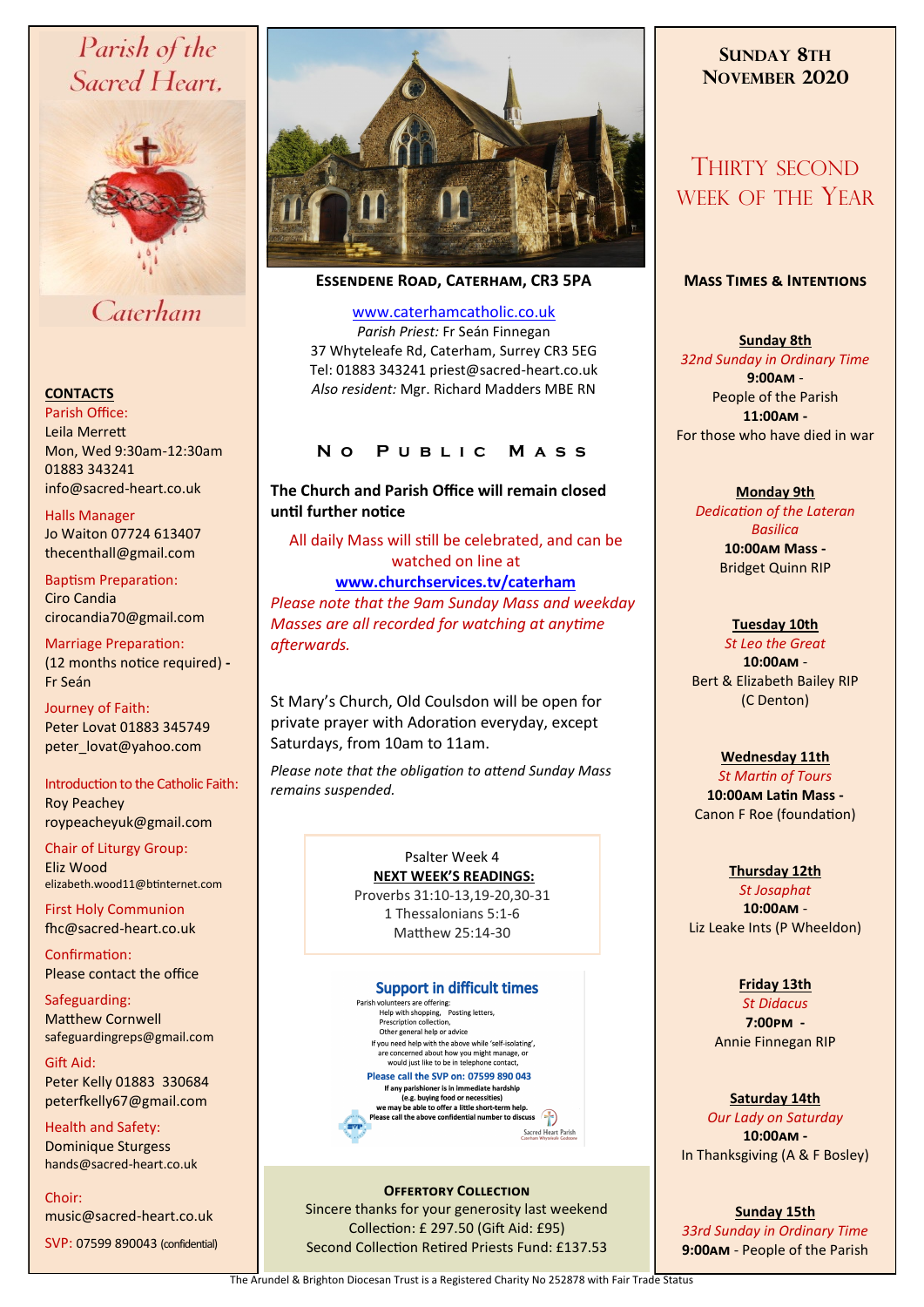# Parish of the Sacred Heart, Caterham

## CONTACTS

Parish Office:
Leila Merrett
Mon, Wed 9:30am-12:30am
01883 343241
info@sacred-heart.co.uk

Halls Manager
Jo Waiton 07724 613407
thecenthall@gmail.com

Baptism Preparation:
Ciro Candia
cirocandia70@gmail.com

Marriage Preparation:
(12 months notice required) - Fr Seán

Journey of Faith:
Peter Lovat 01883 345749
peter_lovat@yahoo.com

Introduction to the Catholic Faith:
Roy Peachey
roypeacheyuk@gmail.com

Chair of Liturgy Group:
Eliz Wood
elizabeth.wood11@btinternet.com

First Holy Communion
fhc@sacred-heart.co.uk

Confirmation:
Please contact the office

Safeguarding:
Matthew Cornwell
safeguardingreps@gmail.com

Gift Aid:
Peter Kelly 01883 330684
peterfkelly67@gmail.com

Health and Safety:
Dominique Sturgess
hands@sacred-heart.co.uk

Choir:
music@sacred-heart.co.uk

SVP: 07599 890043 (confidential)

---

**ESSENDENE ROAD, CATERHAM, CR3 5PA**

www.caterhamcatholic.co.uk
*Parish Priest:* Fr Seán Finnegan
37 Whyteleafe Rd, Caterham, Surrey CR3 5EG
Tel: 01883 343241 priest@sacred-heart.co.uk
*Also resident:* Mgr. Richard Madders MBE RN

## No Public Mass

**The Church and Parish Office will remain closed until further notice**

All daily Mass will still be celebrated, and can be watched on line at
**www.churchservices.tv/caterham**
*Please note that the 9am Sunday Mass and weekday Masses are all recorded for watching at anytime afterwards.*

St Mary's Church, Old Coulsdon will be open for private prayer with Adoration everyday, except Saturdays, from 10am to 11am.

*Please note that the obligation to attend Sunday Mass remains suspended.*

Psalter Week 4
**NEXT WEEK'S READINGS:**
Proverbs 31:10-13,19-20,30-31
1 Thessalonians 5:1-6
Matthew 25:14-30

### Support in difficult times

Parish volunteers are offering:
Help with shopping, Posting letters,
Prescription collection,
Other general help or advice

If you need help with the above while 'self-isolating', are concerned about how you might manage, or would just like to be in telephone contact,

**Please call the SVP on: 07599 890 043**

**If any parishioner is in immediate hardship (e.g. buying food or necessities) we may be able to offer a little short-term help. Please call the above confidential number to discuss**

Sacred Heart Parish

### Offertory Collection

Sincere thanks for your generosity last weekend
Collection: £ 297.50 (Gift Aid: £95)
Second Collection Retired Priests Fund: £137.53

---

## Sunday 8th November 2020

## Thirty Second Week of the Year

### Mass Times & Intentions

**Sunday 8th**
*32nd Sunday in Ordinary Time*
**9:00AM** - People of the Parish
**11:00AM** - For those who have died in war

**Monday 9th**
*Dedication of the Lateran Basilica*
**10:00AM Mass** - Bridget Quinn RIP

**Tuesday 10th**
*St Leo the Great*
**10:00AM** - Bert & Elizabeth Bailey RIP (C Denton)

**Wednesday 11th**
*St Martin of Tours*
**10:00AM Latin Mass** - Canon F Roe (foundation)

**Thursday 12th**
*St Josaphat*
**10:00AM** - Liz Leake Ints (P Wheeldon)

**Friday 13th**
*St Didacus*
**7:00PM** - Annie Finnegan RIP

**Saturday 14th**
*Our Lady on Saturday*
**10:00AM** - In Thanksgiving (A & F Bosley)

**Sunday 15th**
*33rd Sunday in Ordinary Time*
**9:00AM** - People of the Parish

The Arundel & Brighton Diocesan Trust is a Registered Charity No 252878 with Fair Trade Status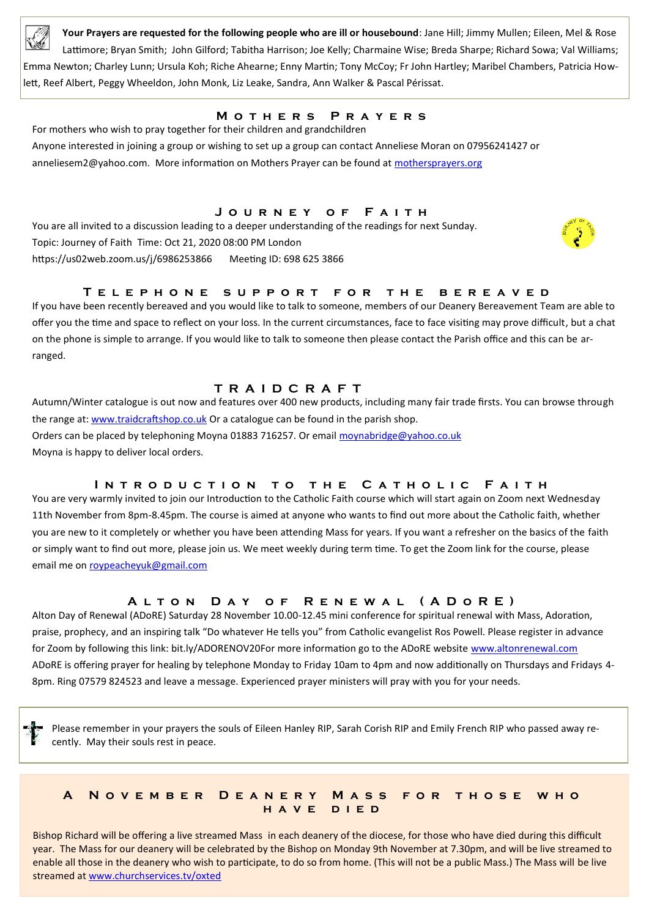**Your Prayers are requested for the following people who are ill or housebound**: Jane Hill; Jimmy Mullen; Eileen, Mel & Rose Lattimore; Bryan Smith; John Gilford; Tabitha Harrison; Joe Kelly; Charmaine Wise; Breda Sharpe; Richard Sowa; Val Williams; Emma Newton; Charley Lunn; Ursula Koh; Riche Ahearne; Enny Martin; Tony McCoy; Fr John Hartley; Maribel Chambers, Patricia Howlett, Reef Albert, Peggy Wheeldon, John Monk, Liz Leake, Sandra, Ann Walker & Pascal Périssat.

## Mothers Prayers

For mothers who wish to pray together for their children and grandchildren

Anyone interested in joining a group or wishing to set up a group can contact Anneliese Moran on 07956241427 or anneliesem2@yahoo.com. More information on Mothers Prayer can be found at mothersprayers.org

## Journey of Faith

You are all invited to a discussion leading to a deeper understanding of the readings for next Sunday.

Topic: Journey of Faith Time: Oct 21, 2020 08:00 PM London

https://us02web.zoom.us/j/6986253866 Meeting ID: 698 625 3866

## Telephone support for the bereaved

If you have been recently bereaved and you would like to talk to someone, members of our Deanery Bereavement Team are able to offer you the time and space to reflect on your loss. In the current circumstances, face to face visiting may prove difficult, but a chat on the phone is simple to arrange. If you would like to talk to someone then please contact the Parish office and this can be arranged.

## TRAIDCRAFT

Autumn/Winter catalogue is out now and features over 400 new products, including many fair trade firsts. You can browse through the range at: www.traidcraftshop.co.uk Or a catalogue can be found in the parish shop.

Orders can be placed by telephoning Moyna 01883 716257. Or email moynabridge@yahoo.co.uk

Moyna is happy to deliver local orders.

## Introduction to the Catholic Faith

You are very warmly invited to join our Introduction to the Catholic Faith course which will start again on Zoom next Wednesday 11th November from 8pm-8.45pm. The course is aimed at anyone who wants to find out more about the Catholic faith, whether you are new to it completely or whether you have been attending Mass for years. If you want a refresher on the basics of the faith or simply want to find out more, please join us. We meet weekly during term time. To get the Zoom link for the course, please email me on roypeacheyuk@gmail.com

## Alton Day of Renewal (ADoRE)

Alton Day of Renewal (ADoRE) Saturday 28 November 10.00-12.45 mini conference for spiritual renewal with Mass, Adoration, praise, prophecy, and an inspiring talk "Do whatever He tells you" from Catholic evangelist Ros Powell. Please register in advance for Zoom by following this link: bit.ly/ADORENOV20For more information go to the ADoRE website www.altonrenewal.com ADoRE is offering prayer for healing by telephone Monday to Friday 10am to 4pm and now additionally on Thursdays and Fridays 4-8pm. Ring 07579 824523 and leave a message. Experienced prayer ministers will pray with you for your needs.

Please remember in your prayers the souls of Eileen Hanley RIP, Sarah Corish RIP and Emily French RIP who passed away recently. May their souls rest in peace.

## A November Deanery Mass for those who have died

Bishop Richard will be offering a live streamed Mass in each deanery of the diocese, for those who have died during this difficult year. The Mass for our deanery will be celebrated by the Bishop on Monday 9th November at 7.30pm, and will be live streamed to enable all those in the deanery who wish to participate, to do so from home. (This will not be a public Mass.) The Mass will be live streamed at www.churchservices.tv/oxted